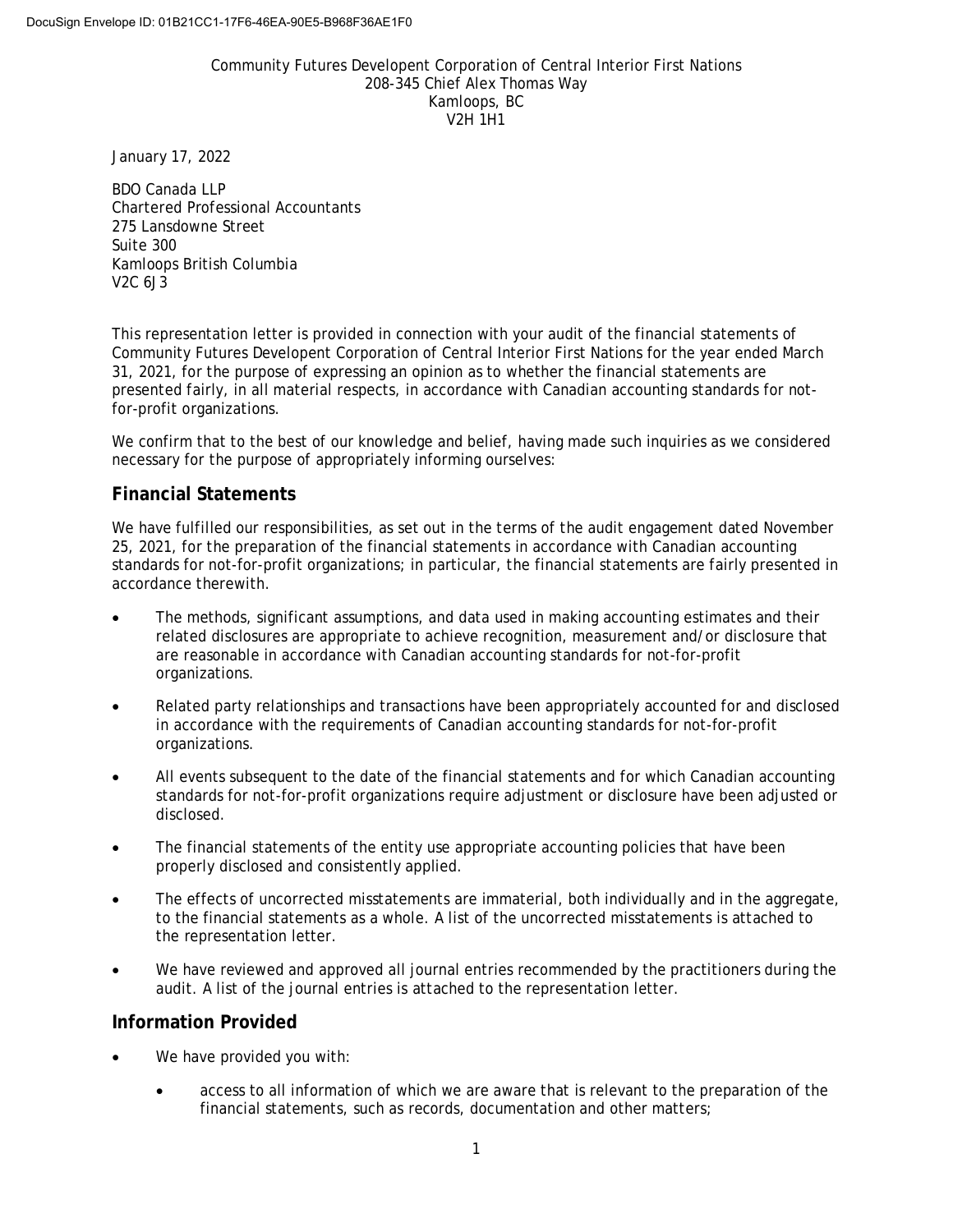DocuSign Envelope ID: 01B21CC1-17F6-46EA-90E5-B968F36AE1F0

Community Futures Developent Corporation of Central Interior First Nations
208-345 Chief Alex Thomas Way
Kamloops, BC
V2H 1H1

January 17, 2022

BDO Canada LLP
Chartered Professional Accountants
275 Lansdowne Street
Suite 300
Kamloops British Columbia
V2C 6J3

This representation letter is provided in connection with your audit of the financial statements of Community Futures Developent Corporation of Central Interior First Nations for the year ended March 31, 2021, for the purpose of expressing an opinion as to whether the financial statements are presented fairly, in all material respects, in accordance with Canadian accounting standards for not-for-profit organizations.

We confirm that to the best of our knowledge and belief, having made such inquiries as we considered necessary for the purpose of appropriately informing ourselves:

## Financial Statements

We have fulfilled our responsibilities, as set out in the terms of the audit engagement dated November 25, 2021, for the preparation of the financial statements in accordance with Canadian accounting standards for not-for-profit organizations; in particular, the financial statements are fairly presented in accordance therewith.

- The methods, significant assumptions, and data used in making accounting estimates and their related disclosures are appropriate to achieve recognition, measurement and/or disclosure that are reasonable in accordance with Canadian accounting standards for not-for-profit organizations.
- Related party relationships and transactions have been appropriately accounted for and disclosed in accordance with the requirements of Canadian accounting standards for not-for-profit organizations.
- All events subsequent to the date of the financial statements and for which Canadian accounting standards for not-for-profit organizations require adjustment or disclosure have been adjusted or disclosed.
- The financial statements of the entity use appropriate accounting policies that have been properly disclosed and consistently applied.
- The effects of uncorrected misstatements are immaterial, both individually and in the aggregate, to the financial statements as a whole. A list of the uncorrected misstatements is attached to the representation letter.
- We have reviewed and approved all journal entries recommended by the practitioners during the audit. A list of the journal entries is attached to the representation letter.

## Information Provided

- We have provided you with:
  - access to all information of which we are aware that is relevant to the preparation of the financial statements, such as records, documentation and other matters;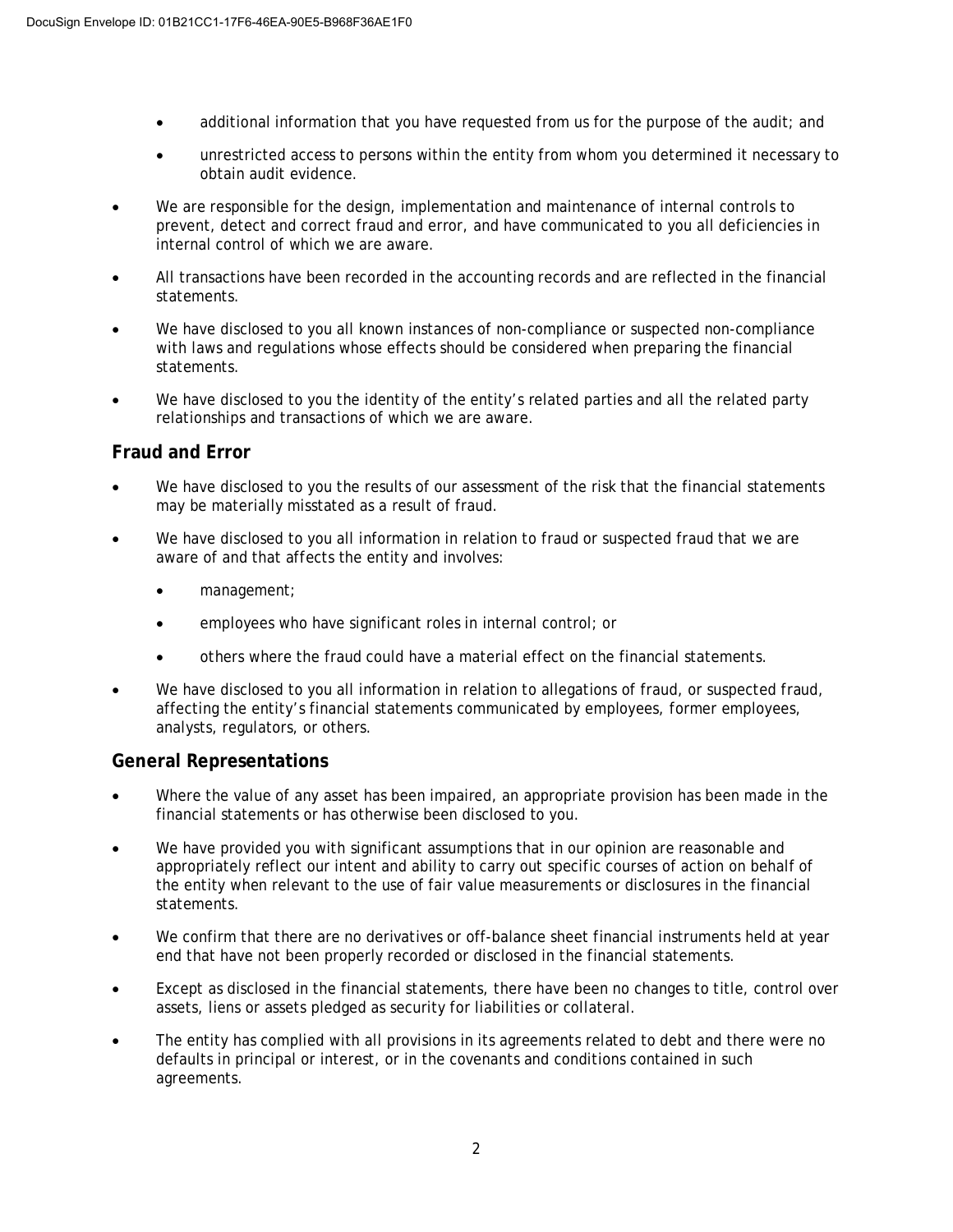- additional information that you have requested from us for the purpose of the audit; and
  - unrestricted access to persons within the entity from whom you determined it necessary to obtain audit evidence.
- We are responsible for the design, implementation and maintenance of internal controls to prevent, detect and correct fraud and error, and have communicated to you all deficiencies in internal control of which we are aware.
- All transactions have been recorded in the accounting records and are reflected in the financial statements.
- We have disclosed to you all known instances of non-compliance or suspected non-compliance with laws and regulations whose effects should be considered when preparing the financial statements.
- We have disclosed to you the identity of the entity's related parties and all the related party relationships and transactions of which we are aware.

## Fraud and Error

- We have disclosed to you the results of our assessment of the risk that the financial statements may be materially misstated as a result of fraud.
- We have disclosed to you all information in relation to fraud or suspected fraud that we are aware of and that affects the entity and involves:
  - management;
  - employees who have significant roles in internal control; or
  - others where the fraud could have a material effect on the financial statements.
- We have disclosed to you all information in relation to allegations of fraud, or suspected fraud, affecting the entity's financial statements communicated by employees, former employees, analysts, regulators, or others.

## General Representations

- Where the value of any asset has been impaired, an appropriate provision has been made in the financial statements or has otherwise been disclosed to you.
- We have provided you with significant assumptions that in our opinion are reasonable and appropriately reflect our intent and ability to carry out specific courses of action on behalf of the entity when relevant to the use of fair value measurements or disclosures in the financial statements.
- We confirm that there are no derivatives or off-balance sheet financial instruments held at year end that have not been properly recorded or disclosed in the financial statements.
- Except as disclosed in the financial statements, there have been no changes to title, control over assets, liens or assets pledged as security for liabilities or collateral.
- The entity has complied with all provisions in its agreements related to debt and there were no defaults in principal or interest, or in the covenants and conditions contained in such agreements.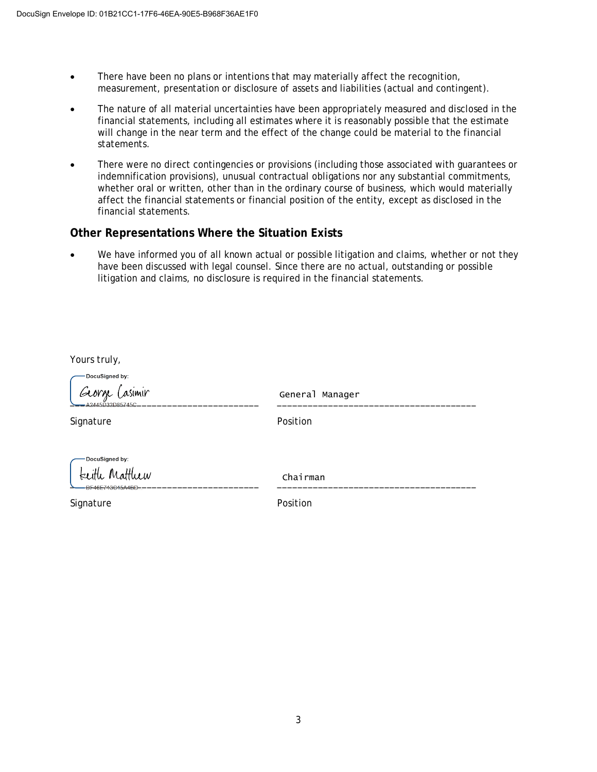- There have been no plans or intentions that may materially affect the recognition, measurement, presentation or disclosure of assets and liabilities (actual and contingent).
- The nature of all material uncertainties have been appropriately measured and disclosed in the financial statements, including all estimates where it is reasonably possible that the estimate will change in the near term and the effect of the change could be material to the financial statements.
- There were no direct contingencies or provisions (including those associated with guarantees or indemnification provisions), unusual contractual obligations nor any substantial commitments, whether oral or written, other than in the ordinary course of business, which would materially affect the financial statements or financial position of the entity, except as disclosed in the financial statements.

## Other Representations Where the Situation Exists

- We have informed you of all known actual or possible litigation and claims, whether or not they have been discussed with legal counsel. Since there are no actual, outstanding or possible litigation and claims, no disclosure is required in the financial statements.

Yours truly,

DocuSigned by:
George Casimir
A2445D33D85745C

Signature — General Manager
Position

DocuSigned by:
Keith Matthew
BF46E743C45A4BD

Signature — Chairman
Position